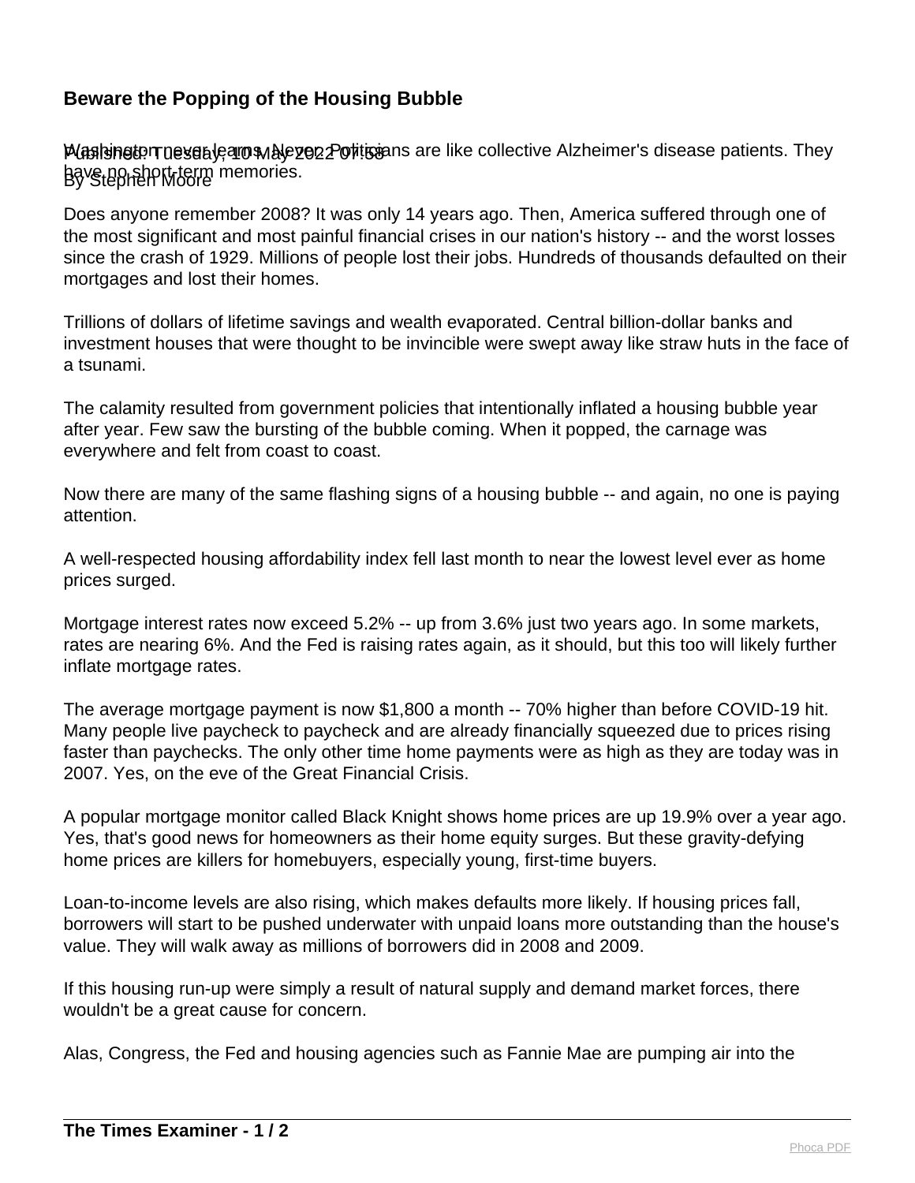# Beware the Popping of the Housing Bubble

Published: Tuesday, 10 May 2022 07:58

By Stephen Moore

Washington never learns. Never. Politicians are like collective Alzheimer's disease patients. They have no short-term memories.

Does anyone remember 2008? It was only 14 years ago. Then, America suffered through one of the most significant and most painful financial crises in our nation's history -- and the worst losses since the crash of 1929. Millions of people lost their jobs. Hundreds of thousands defaulted on their mortgages and lost their homes.

Trillions of dollars of lifetime savings and wealth evaporated. Central billion-dollar banks and investment houses that were thought to be invincible were swept away like straw huts in the face of a tsunami.

The calamity resulted from government policies that intentionally inflated a housing bubble year after year. Few saw the bursting of the bubble coming. When it popped, the carnage was everywhere and felt from coast to coast.

Now there are many of the same flashing signs of a housing bubble -- and again, no one is paying attention.

A well-respected housing affordability index fell last month to near the lowest level ever as home prices surged.

Mortgage interest rates now exceed 5.2% -- up from 3.6% just two years ago. In some markets, rates are nearing 6%. And the Fed is raising rates again, as it should, but this too will likely further inflate mortgage rates.

The average mortgage payment is now $1,800 a month -- 70% higher than before COVID-19 hit. Many people live paycheck to paycheck and are already financially squeezed due to prices rising faster than paychecks. The only other time home payments were as high as they are today was in 2007. Yes, on the eve of the Great Financial Crisis.

A popular mortgage monitor called Black Knight shows home prices are up 19.9% over a year ago. Yes, that's good news for homeowners as their home equity surges. But these gravity-defying home prices are killers for homebuyers, especially young, first-time buyers.

Loan-to-income levels are also rising, which makes defaults more likely. If housing prices fall, borrowers will start to be pushed underwater with unpaid loans more outstanding than the house's value. They will walk away as millions of borrowers did in 2008 and 2009.

If this housing run-up were simply a result of natural supply and demand market forces, there wouldn't be a great cause for concern.

Alas, Congress, the Fed and housing agencies such as Fannie Mae are pumping air into the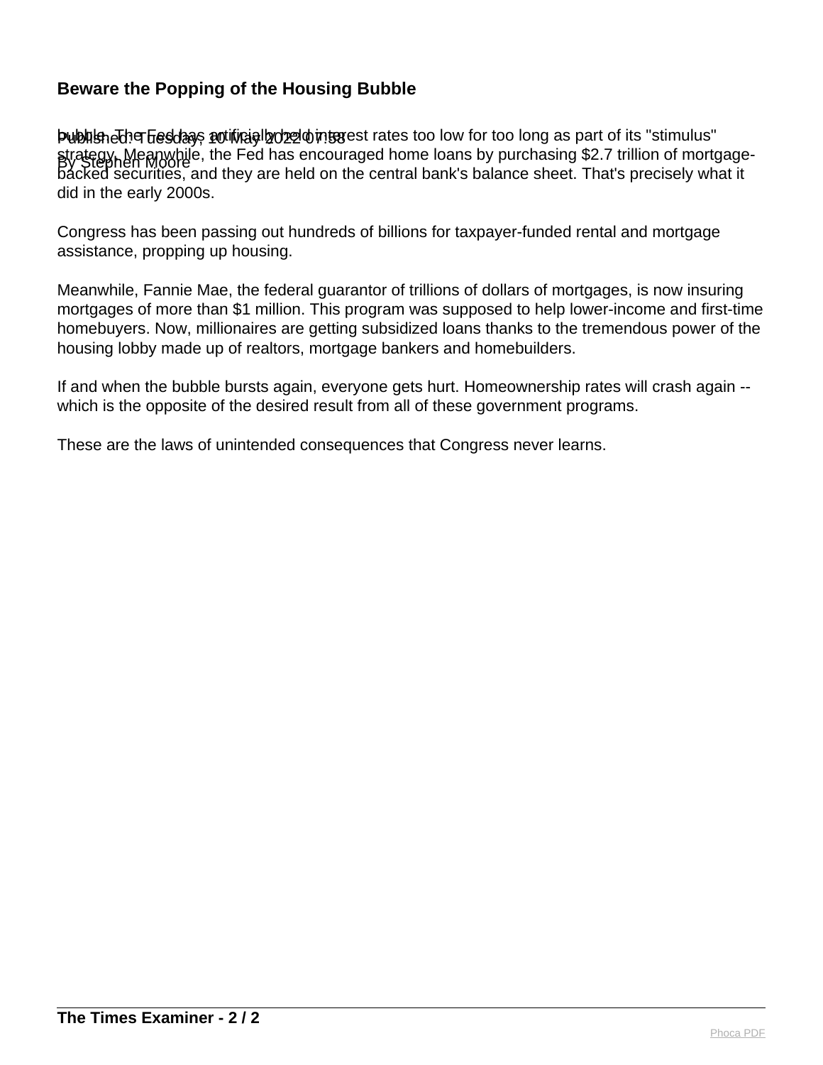bubble. The Fed has artificially held interest rates too low for too long as part of its "stimulus" strategy. Meanwhile, the Fed has encouraged home loans by purchasing $2.7 trillion of mortgage-backed securities, and they are held on the central bank's balance sheet. That's precisely what it did in the early 2000s.

Congress has been passing out hundreds of billions for taxpayer-funded rental and mortgage assistance, propping up housing.

Meanwhile, Fannie Mae, the federal guarantor of trillions of dollars of mortgages, is now insuring mortgages of more than $1 million. This program was supposed to help lower-income and first-time homebuyers. Now, millionaires are getting subsidized loans thanks to the tremendous power of the housing lobby made up of realtors, mortgage bankers and homebuilders.

If and when the bubble bursts again, everyone gets hurt. Homeownership rates will crash again -- which is the opposite of the desired result from all of these government programs.

These are the laws of unintended consequences that Congress never learns.